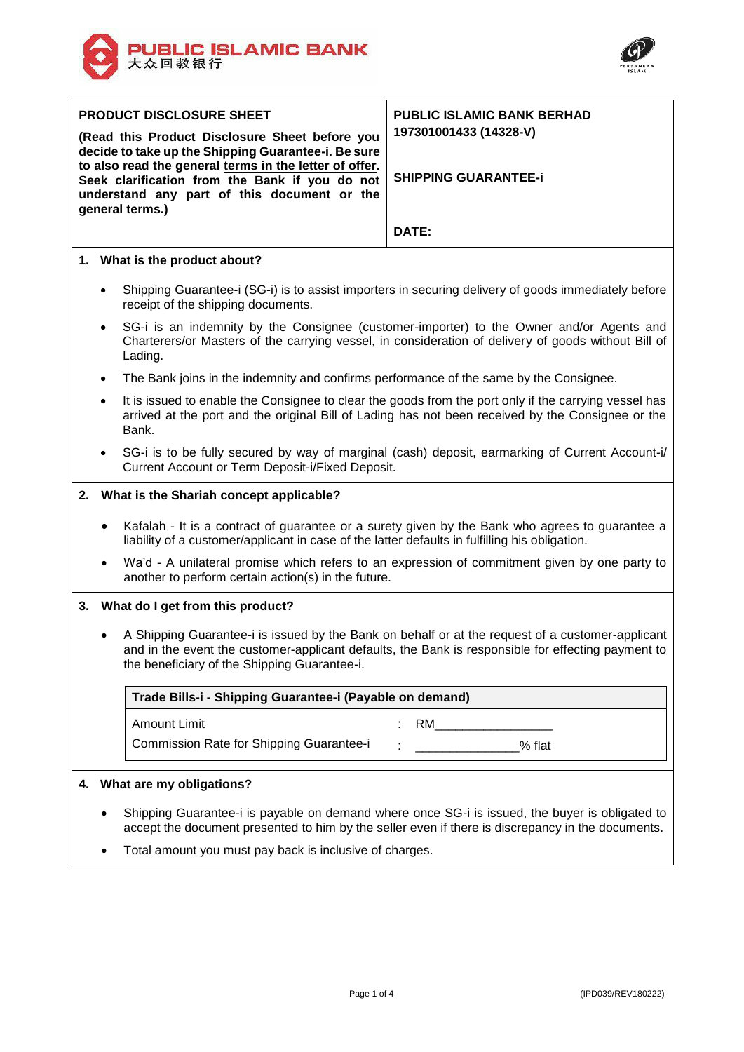PUBLIC ISLAMIC BANK
大众回教银行

| PRODUCT DISCLOSURE SHEET | PUBLIC ISLAMIC BANK BERHAD 197301001433 (14328-V) |
|---|---|
| **(Read this Product Disclosure Sheet before you decide to take up the Shipping Guarantee-i. Be sure to also read the general terms in the letter of offer. Seek clarification from the Bank if you do not understand any part of this document or the general terms.)** | **SHIPPING GUARANTEE-i** |
| | **DATE:** |

## 1. What is the product about?

- Shipping Guarantee-i (SG-i) is to assist importers in securing delivery of goods immediately before receipt of the shipping documents.
- SG-i is an indemnity by the Consignee (customer-importer) to the Owner and/or Agents and Charterers/or Masters of the carrying vessel, in consideration of delivery of goods without Bill of Lading.
- The Bank joins in the indemnity and confirms performance of the same by the Consignee.
- It is issued to enable the Consignee to clear the goods from the port only if the carrying vessel has arrived at the port and the original Bill of Lading has not been received by the Consignee or the Bank.
- SG-i is to be fully secured by way of marginal (cash) deposit, earmarking of Current Account-i/ Current Account or Term Deposit-i/Fixed Deposit.

## 2. What is the Shariah concept applicable?

- Kafalah - It is a contract of guarantee or a surety given by the Bank who agrees to guarantee a liability of a customer/applicant in case of the latter defaults in fulfilling his obligation.
- Wa'd - A unilateral promise which refers to an expression of commitment given by one party to another to perform certain action(s) in the future.

## 3. What do I get from this product?

- A Shipping Guarantee-i is issued by the Bank on behalf or at the request of a customer-applicant and in the event the customer-applicant defaults, the Bank is responsible for effecting payment to the beneficiary of the Shipping Guarantee-i.

| Trade Bills-i - Shipping Guarantee-i (Payable on demand) | | |
|---|---|---|
| Amount Limit | : | RM_________________ |
| Commission Rate for Shipping Guarantee-i | : | _______________% flat |

## 4. What are my obligations?

- Shipping Guarantee-i is payable on demand where once SG-i is issued, the buyer is obligated to accept the document presented to him by the seller even if there is discrepancy in the documents.
- Total amount you must pay back is inclusive of charges.

(IPD039/REV180222)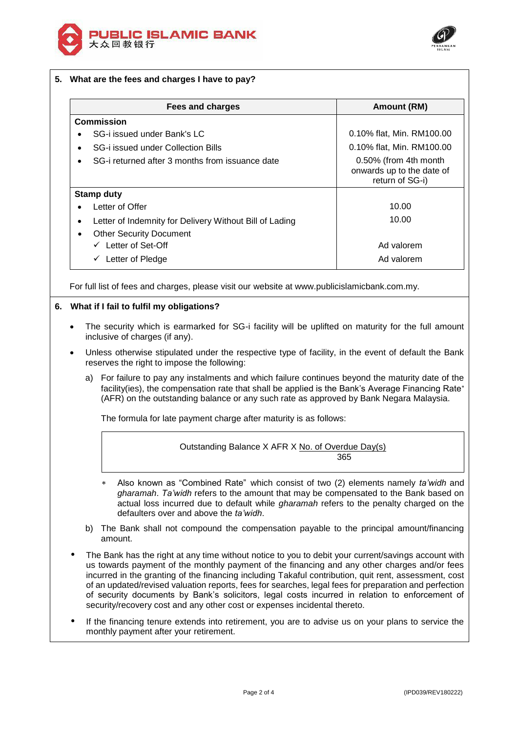## 5. What are the fees and charges I have to pay?

| Fees and charges | Amount (RM) |
|---|---|
| **Commission** | |
| • SG-i issued under Bank's LC | 0.10% flat, Min. RM100.00 |
| • SG-i issued under Collection Bills | 0.10% flat, Min. RM100.00 |
| • SG-i returned after 3 months from issuance date | 0.50% (from 4th month onwards up to the date of return of SG-i) |
| **Stamp duty** | |
| • Letter of Offer | 10.00 |
| • Letter of Indemnity for Delivery Without Bill of Lading | 10.00 |
| • Other Security Document | |
| ✓ Letter of Set-Off | Ad valorem |
| ✓ Letter of Pledge | Ad valorem |

For full list of fees and charges, please visit our website at www.publicislamicbank.com.my.

## 6. What if I fail to fulfil my obligations?

- The security which is earmarked for SG-i facility will be uplifted on maturity for the full amount inclusive of charges (if any).
- Unless otherwise stipulated under the respective type of facility, in the event of default the Bank reserves the right to impose the following:

  a) For failure to pay any instalments and which failure continues beyond the maturity date of the facility(ies), the compensation rate that shall be applied is the Bank's Average Financing Rate* (AFR) on the outstanding balance or any such rate as approved by Bank Negara Malaysia.

  The formula for late payment charge after maturity is as follows:

  $$\text{Outstanding Balance} \times \text{AFR} \times \frac{\text{No. of Overdue Day(s)}}{365}$$

  \* Also known as "Combined Rate" which consist of two (2) elements namely *ta'widh* and *gharamah*. *Ta'widh* refers to the amount that may be compensated to the Bank based on actual loss incurred due to default while *gharamah* refers to the penalty charged on the defaulters over and above the *ta'widh*.

  b) The Bank shall not compound the compensation payable to the principal amount/financing amount.

- The Bank has the right at any time without notice to you to debit your current/savings account with us towards payment of the monthly payment of the financing and any other charges and/or fees incurred in the granting of the financing including Takaful contribution, quit rent, assessment, cost of an updated/revised valuation reports, fees for searches, legal fees for preparation and perfection of security documents by Bank's solicitors, legal costs incurred in relation to enforcement of security/recovery cost and any other cost or expenses incidental thereto.
- If the financing tenure extends into retirement, you are to advise us on your plans to service the monthly payment after your retirement.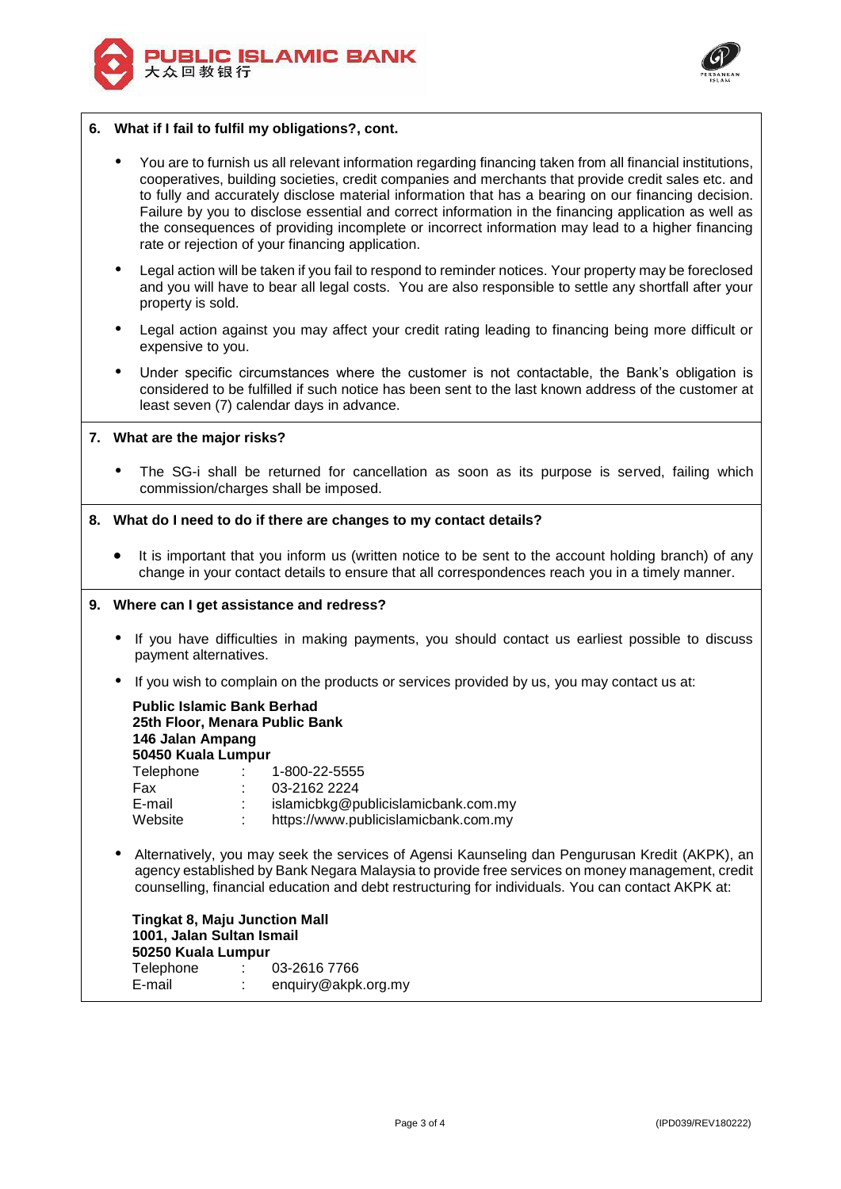## 6. What if I fail to fulfil my obligations?, cont.

- You are to furnish us all relevant information regarding financing taken from all financial institutions, cooperatives, building societies, credit companies and merchants that provide credit sales etc. and to fully and accurately disclose material information that has a bearing on our financing decision. Failure by you to disclose essential and correct information in the financing application as well as the consequences of providing incomplete or incorrect information may lead to a higher financing rate or rejection of your financing application.
- Legal action will be taken if you fail to respond to reminder notices. Your property may be foreclosed and you will have to bear all legal costs. You are also responsible to settle any shortfall after your property is sold.
- Legal action against you may affect your credit rating leading to financing being more difficult or expensive to you.
- Under specific circumstances where the customer is not contactable, the Bank's obligation is considered to be fulfilled if such notice has been sent to the last known address of the customer at least seven (7) calendar days in advance.

## 7. What are the major risks?

- The SG-i shall be returned for cancellation as soon as its purpose is served, failing which commission/charges shall be imposed.

## 8. What do I need to do if there are changes to my contact details?

- It is important that you inform us (written notice to be sent to the account holding branch) of any change in your contact details to ensure that all correspondences reach you in a timely manner.

## 9. Where can I get assistance and redress?

- If you have difficulties in making payments, you should contact us earliest possible to discuss payment alternatives.
- If you wish to complain on the products or services provided by us, you may contact us at:

  **Public Islamic Bank Berhad**
  **25th Floor, Menara Public Bank**
  **146 Jalan Ampang**
  **50450 Kuala Lumpur**

  | | | |
  |---|---|---|
  | Telephone | : | 1-800-22-5555 |
  | Fax | : | 03-2162 2224 |
  | E-mail | : | islamicbkg@publicislamicbank.com.my |
  | Website | : | https://www.publicislamicbank.com.my |

- Alternatively, you may seek the services of Agensi Kaunseling dan Pengurusan Kredit (AKPK), an agency established by Bank Negara Malaysia to provide free services on money management, credit counselling, financial education and debt restructuring for individuals. You can contact AKPK at:

  **Tingkat 8, Maju Junction Mall**
  **1001, Jalan Sultan Ismail**
  **50250 Kuala Lumpur**

  | | | |
  |---|---|---|
  | Telephone | : | 03-2616 7766 |
  | E-mail | : | enquiry@akpk.org.my |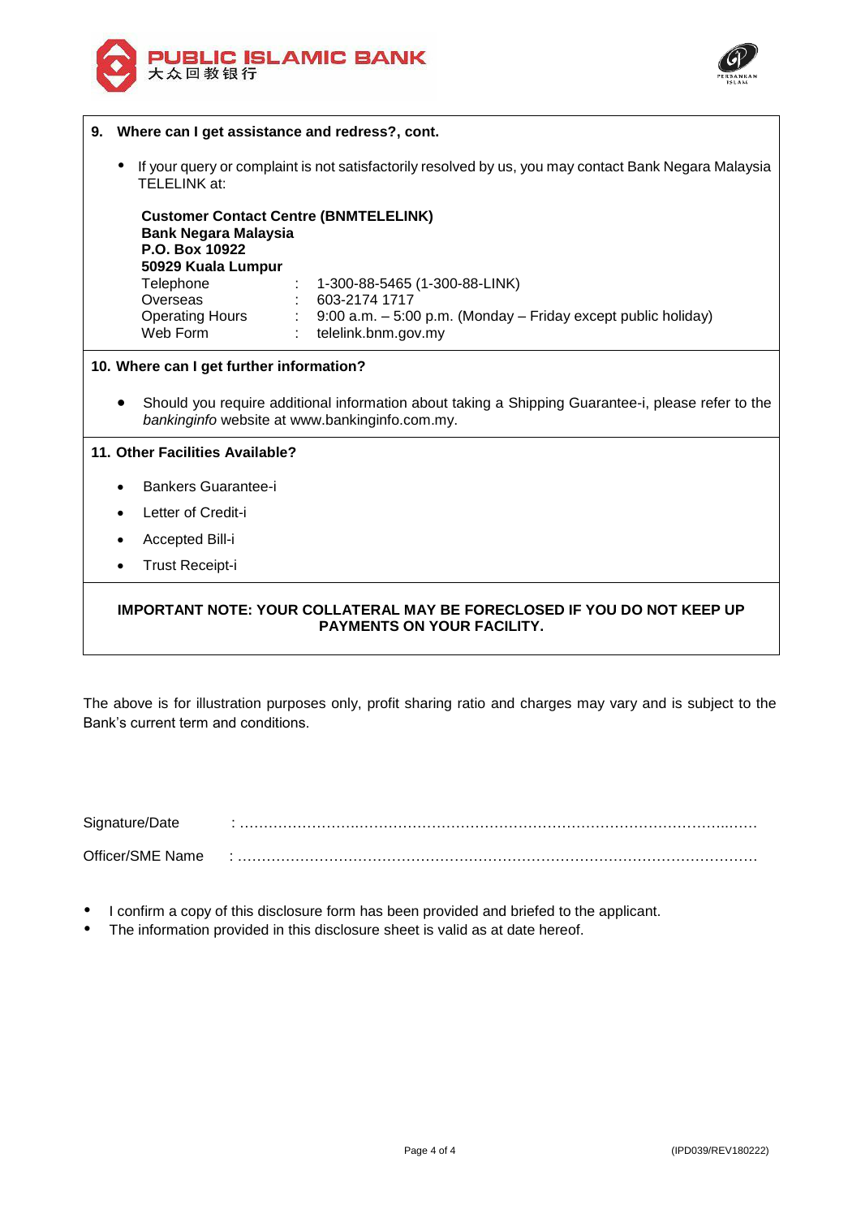## 9. Where can I get assistance and redress?, cont.

- If your query or complaint is not satisfactorily resolved by us, you may contact Bank Negara Malaysia TELELINK at:

  **Customer Contact Centre (BNMTELELINK)**
  **Bank Negara Malaysia**
  **P.O. Box 10922**
  **50929 Kuala Lumpur**

| | | |
|---|---|---|
| Telephone | : | 1-300-88-5465 (1-300-88-LINK) |
| Overseas | : | 603-2174 1717 |
| Operating Hours | : | 9:00 a.m. – 5:00 p.m. (Monday – Friday except public holiday) |
| Web Form | : | telelink.bnm.gov.my |

## 10. Where can I get further information?

- Should you require additional information about taking a Shipping Guarantee-i, please refer to the *bankinginfo* website at www.bankinginfo.com.my.

## 11. Other Facilities Available?

- Bankers Guarantee-i
- Letter of Credit-i
- Accepted Bill-i
- Trust Receipt-i

**IMPORTANT NOTE: YOUR COLLATERAL MAY BE FORECLOSED IF YOU DO NOT KEEP UP PAYMENTS ON YOUR FACILITY.**

The above is for illustration purposes only, profit sharing ratio and charges may vary and is subject to the Bank's current term and conditions.

Signature/Date : ………………………………………………………………………………………………

Officer/SME Name : ………………………………………………………………………………………………

- I confirm a copy of this disclosure form has been provided and briefed to the applicant.
- The information provided in this disclosure sheet is valid as at date hereof.

(IPD039/REV180222)